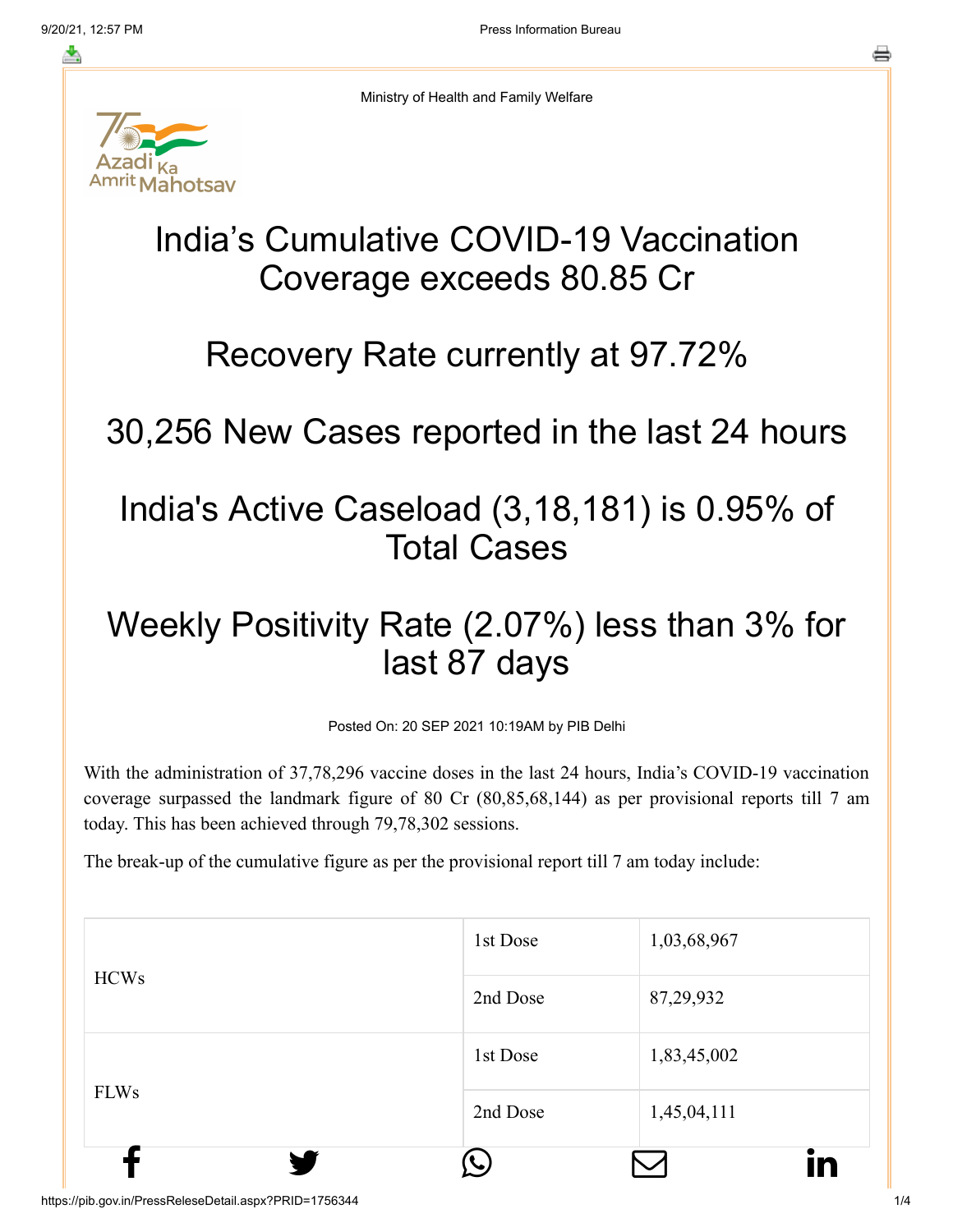Ministry of Health and Family Welfare

# India's Cumulative COVID-19 Vaccination Coverage exceeds 80.85 Cr

# Recovery Rate currently at 97.72%

# 30,256 New Cases reported in the last 24 hours

# India's Active Caseload (3,18,181) is 0.95% of Total Cases

# Weekly Positivity Rate (2.07%) less than 3% for last 87 days

Posted On: 20 SEP 2021 10:19AM by PIB Delhi

With the administration of 37,78,296 vaccine doses in the last 24 hours, India's COVID-19 vaccination coverage surpassed the landmark figure of 80 Cr (80,85,68,144) as per provisional reports till 7 am today. This has been achieved through 79,78,302 sessions.

The break-up of the cumulative figure as per the provisional report till 7 am today include:

| | | |
|---|---|---|
| HCWs | 1st Dose | 1,03,68,967 |
| | 2nd Dose | 87,29,932 |
| FLWs | 1st Dose | 1,83,45,002 |
| | 2nd Dose | 1,45,04,111 |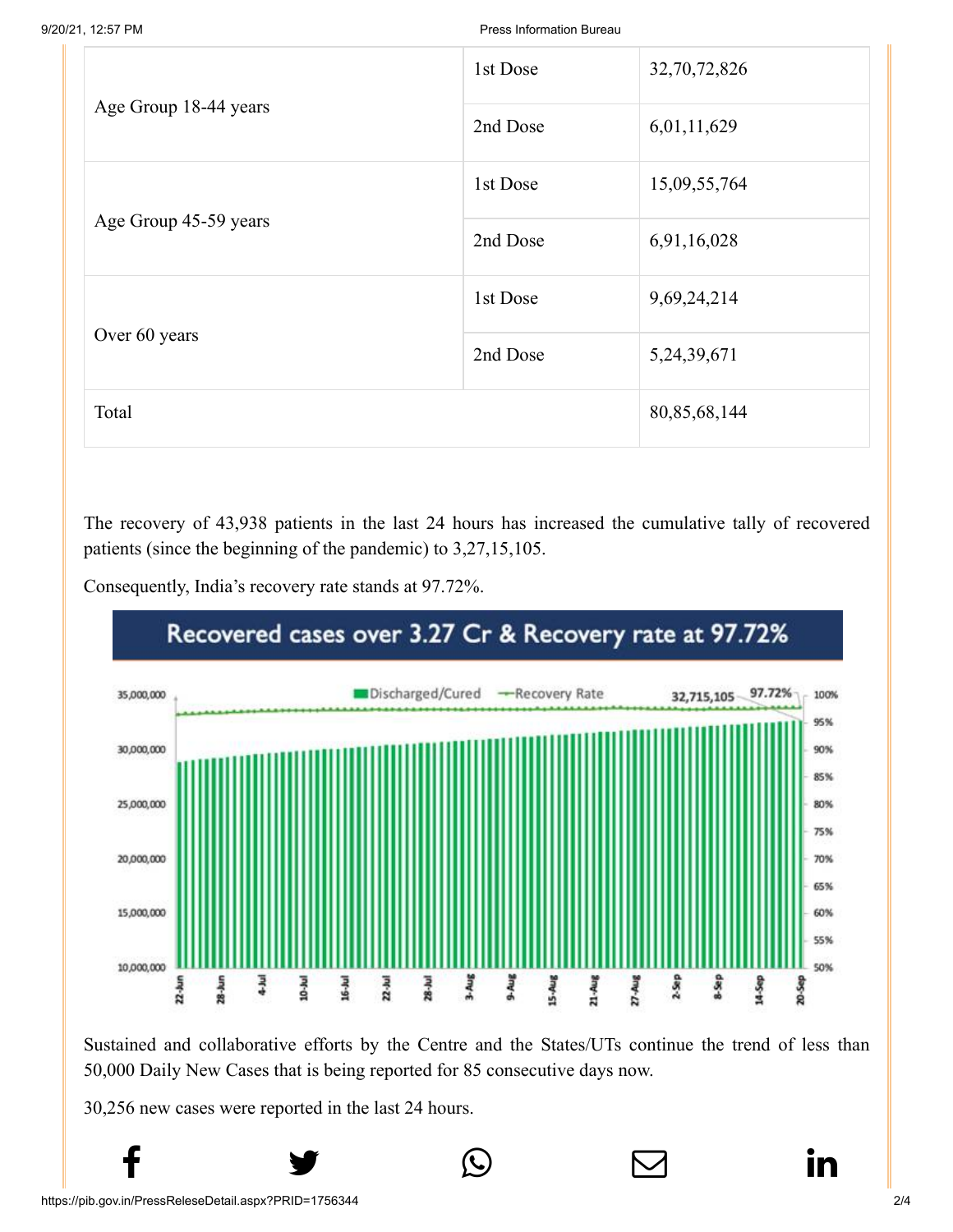| Age Group | Dose | Count |
|---|---|---|
| Age Group 18-44 years | 1st Dose | 32,70,72,826 |
| | 2nd Dose | 6,01,11,629 |
| Age Group 45-59 years | 1st Dose | 15,09,55,764 |
| | 2nd Dose | 6,91,16,028 |
| Over 60 years | 1st Dose | 9,69,24,214 |
| | 2nd Dose | 5,24,39,671 |
| Total | | 80,85,68,144 |

The recovery of 43,938 patients in the last 24 hours has increased the cumulative tally of recovered patients (since the beginning of the pandemic) to 3,27,15,105.

Consequently, India's recovery rate stands at 97.72%.

Sustained and collaborative efforts by the Centre and the States/UTs continue the trend of less than 50,000 Daily New Cases that is being reported for 85 consecutive days now.

30,256 new cases were reported in the last 24 hours.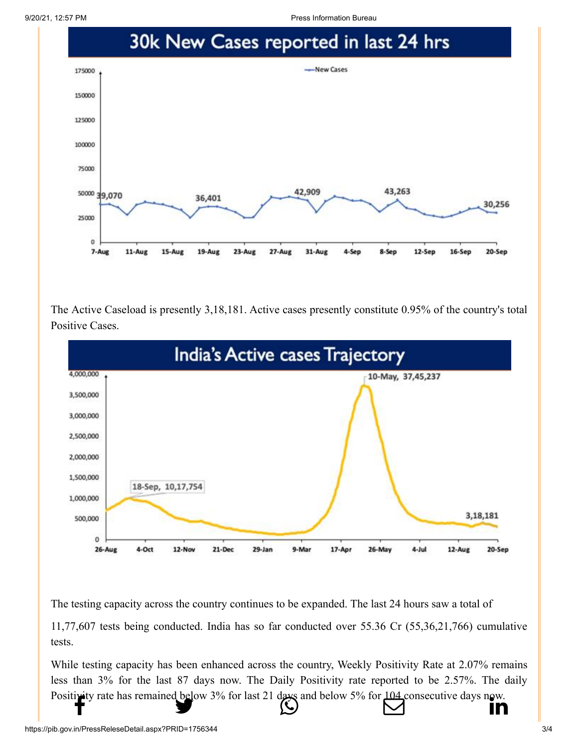## 30k New Cases reported in last 24 hrs

The Active Caseload is presently 3,18,181. Active cases presently constitute 0.95% of the country's total Positive Cases.

## India's Active cases Trajectory

The testing capacity across the country continues to be expanded. The last 24 hours saw a total of 11,77,607 tests being conducted. India has so far conducted over 55.36 Cr (55,36,21,766) cumulative tests.

While testing capacity has been enhanced across the country, Weekly Positivity Rate at 2.07% remains less than 3% for the last 87 days now. The Daily Positivity rate reported to be 2.57%. The daily Positivity rate has remained below 3% for last 21 days and below 5% for 104 consecutive days now.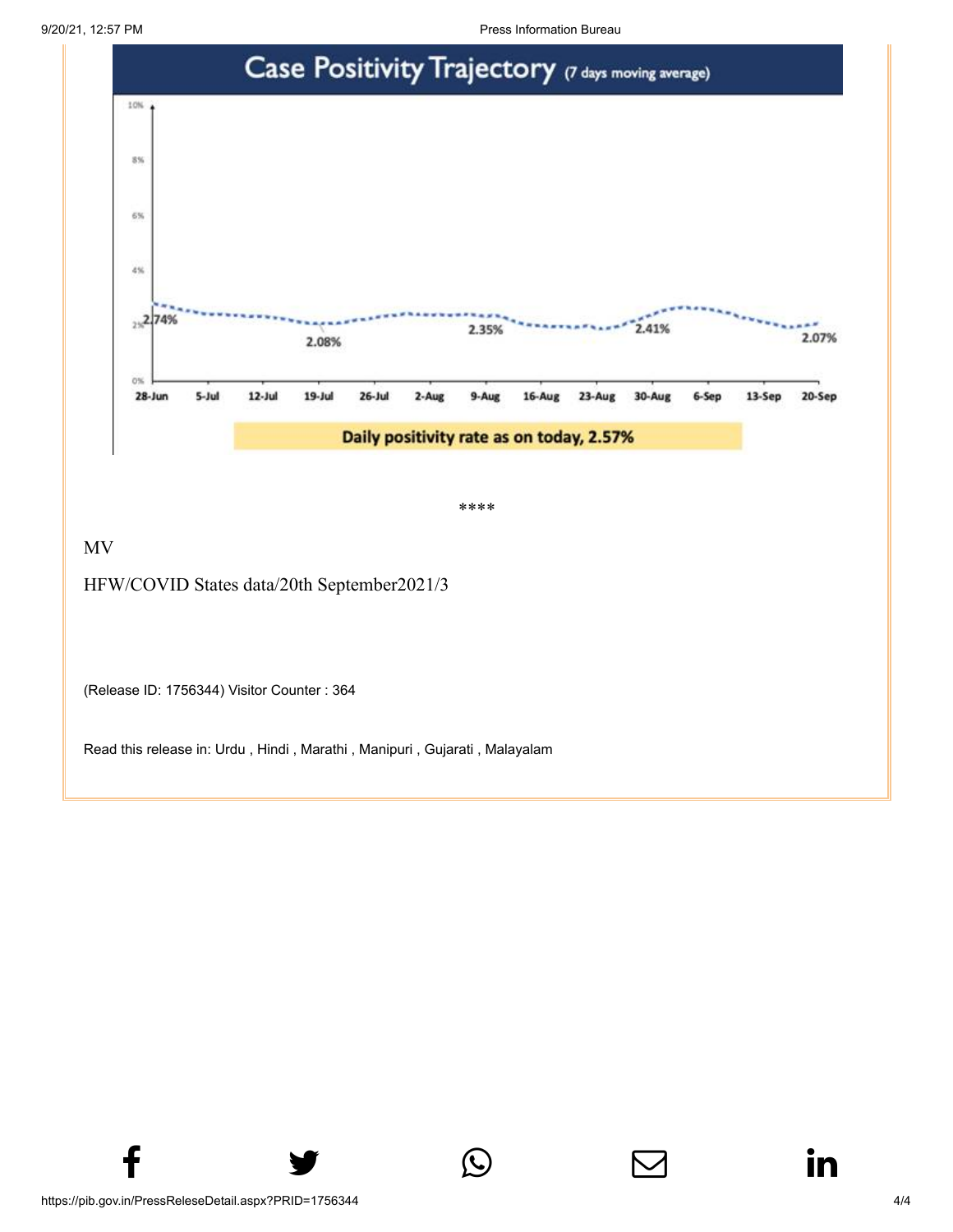## Case Positivity Trajectory (7 days moving average)

10%

8%

6%

4%

2%

0%

2.74%

2.08%

2.35%

2.41%

2.07%

28-Jun 5-Jul 12-Jul 19-Jul 26-Jul 2-Aug 9-Aug 16-Aug 23-Aug 30-Aug 6-Sep 13-Sep 20-Sep

**Daily positivity rate as on today, 2.57%**

****

MV

HFW/COVID States data/20th September2021/3

(Release ID: 1756344) Visitor Counter : 364

Read this release in: Urdu , Hindi , Marathi , Manipuri , Gujarati , Malayalam